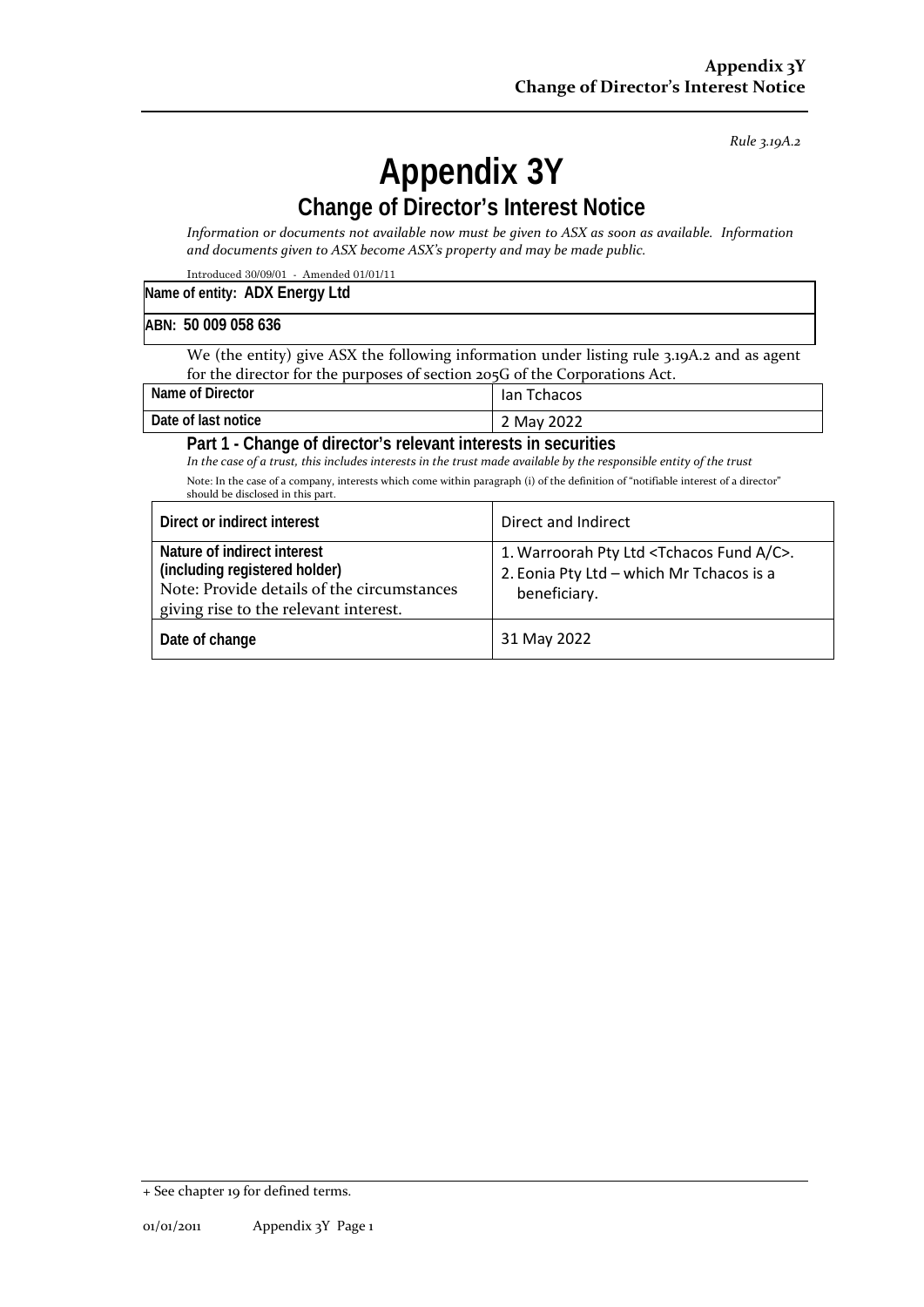*Rule 3.19A.2*

# Appendix 3Y

## Change of Director's Interest Notice

*Information or documents not available now must be given to ASX as soon as available. Information and documents given to ASX become ASX's property and may be made public.*

Introduced 30/09/01 - Amended 01/01/11

| Name of entity: **ADX Energy Ltd** |
|---|
| ABN: **50 009 058 636** |

We (the entity) give ASX the following information under listing rule 3.19A.2 and as agent for the director for the purposes of section 205G of the Corporations Act.

| Name of Director | Ian Tchacos |
|---|---|
| Date of last notice | 2 May 2022 |

### Part 1 - Change of director's relevant interests in securities

*In the case of a trust, this includes interests in the trust made available by the responsible entity of the trust*

Note: In the case of a company, interests which come within paragraph (i) of the definition of "notifiable interest of a director" should be disclosed in this part.

| Direct or indirect interest | Direct and Indirect |
|---|---|
| **Nature of indirect interest (including registered holder)** Note: Provide details of the circumstances giving rise to the relevant interest. | 1. Warroorah Pty Ltd <Tchacos Fund A/C>. 2. Eonia Pty Ltd – which Mr Tchacos is a beneficiary. |
| **Date of change** | 31 May 2022 |

+ See chapter 19 for defined terms.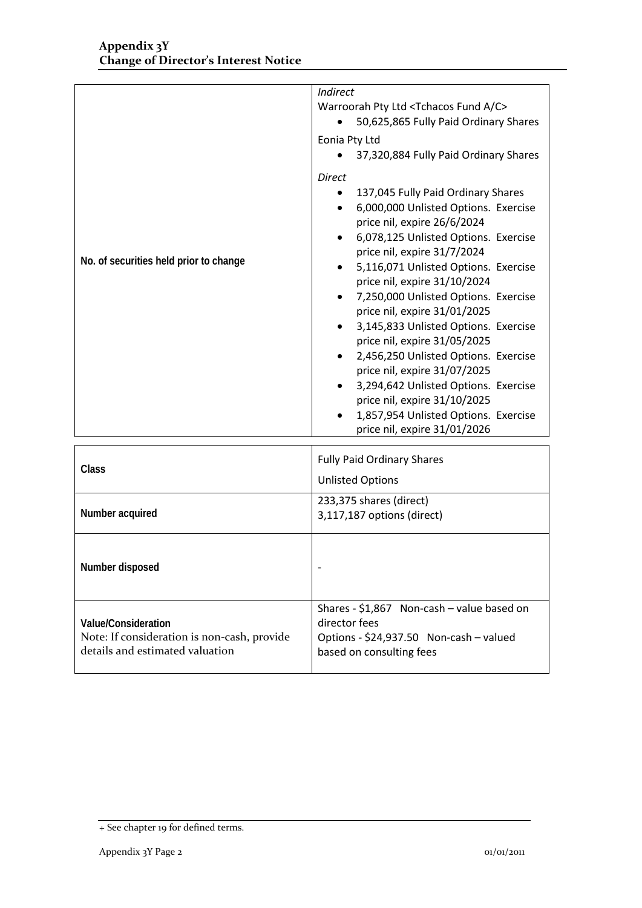| No. of securities held prior to change | *Indirect*<br>Warroorah Pty Ltd <Tchacos Fund A/C><br>• 50,625,865 Fully Paid Ordinary Shares<br>Eonia Pty Ltd<br>• 37,320,884 Fully Paid Ordinary Shares<br>*Direct*<br>• 137,045 Fully Paid Ordinary Shares<br>• 6,000,000 Unlisted Options. Exercise price nil, expire 26/6/2024<br>• 6,078,125 Unlisted Options. Exercise price nil, expire 31/7/2024<br>• 5,116,071 Unlisted Options. Exercise price nil, expire 31/10/2024<br>• 7,250,000 Unlisted Options. Exercise price nil, expire 31/01/2025<br>• 3,145,833 Unlisted Options. Exercise price nil, expire 31/05/2025<br>• 2,456,250 Unlisted Options. Exercise price nil, expire 31/07/2025<br>• 3,294,642 Unlisted Options. Exercise price nil, expire 31/10/2025<br>• 1,857,954 Unlisted Options. Exercise price nil, expire 31/01/2026 |
|---|---|

| Class | Fully Paid Ordinary Shares<br>Unlisted Options |
|---|---|
| Number acquired | 233,375 shares (direct)<br>3,117,187 options (direct) |
| Number disposed | - |
| Value/Consideration<br>Note: If consideration is non-cash, provide details and estimated valuation | Shares - $1,867 Non-cash – value based on director fees<br>Options - $24,937.50 Non-cash – valued based on consulting fees |

+ See chapter 19 for defined terms.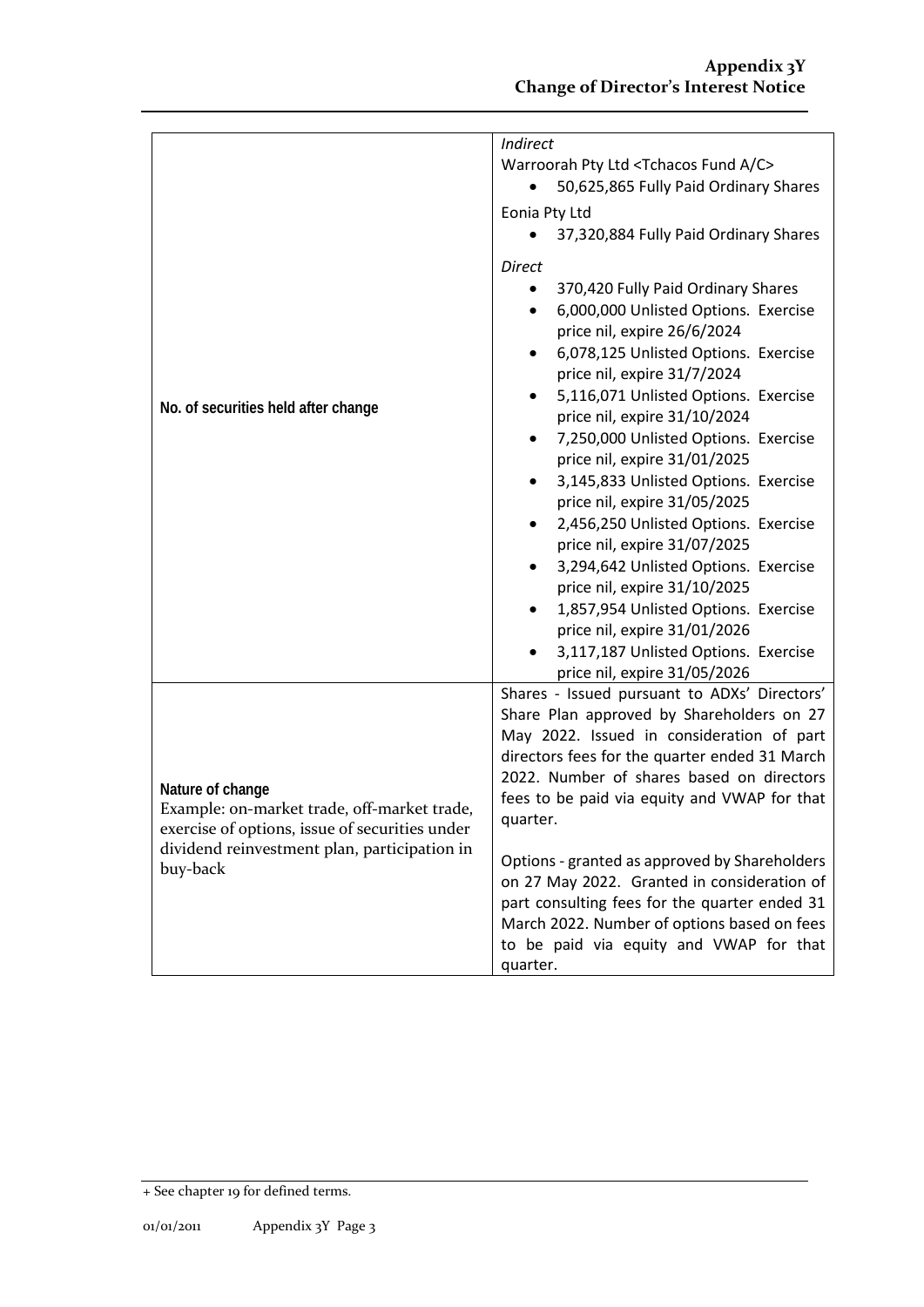| | |
|---|---|
| **No. of securities held after change** | *Indirect*<br>Warroorah Pty Ltd <Tchacos Fund A/C><br>• 50,625,865 Fully Paid Ordinary Shares<br>Eonia Pty Ltd<br>• 37,320,884 Fully Paid Ordinary Shares<br>*Direct*<br>• 370,420 Fully Paid Ordinary Shares<br>• 6,000,000 Unlisted Options. Exercise price nil, expire 26/6/2024<br>• 6,078,125 Unlisted Options. Exercise price nil, expire 31/7/2024<br>• 5,116,071 Unlisted Options. Exercise price nil, expire 31/10/2024<br>• 7,250,000 Unlisted Options. Exercise price nil, expire 31/01/2025<br>• 3,145,833 Unlisted Options. Exercise price nil, expire 31/05/2025<br>• 2,456,250 Unlisted Options. Exercise price nil, expire 31/07/2025<br>• 3,294,642 Unlisted Options. Exercise price nil, expire 31/10/2025<br>• 1,857,954 Unlisted Options. Exercise price nil, expire 31/01/2026<br>• 3,117,187 Unlisted Options. Exercise price nil, expire 31/05/2026 |
| **Nature of change**<br>Example: on-market trade, off-market trade, exercise of options, issue of securities under dividend reinvestment plan, participation in buy-back | Shares - Issued pursuant to ADXs' Directors' Share Plan approved by Shareholders on 27 May 2022. Issued in consideration of part directors fees for the quarter ended 31 March 2022. Number of shares based on directors fees to be paid via equity and VWAP for that quarter.<br><br>Options - granted as approved by Shareholders on 27 May 2022. Granted in consideration of part consulting fees for the quarter ended 31 March 2022. Number of options based on fees to be paid via equity and VWAP for that quarter. |

+ See chapter 19 for defined terms.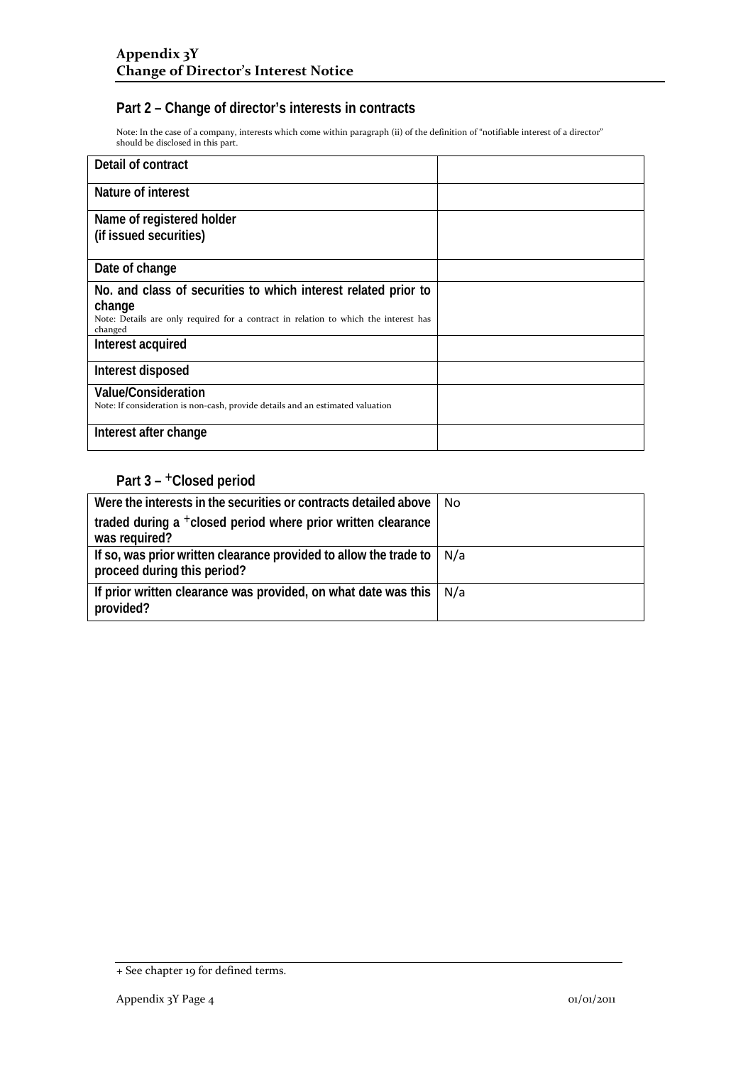## Part 2 – Change of director's interests in contracts

Note: In the case of a company, interests which come within paragraph (ii) of the definition of "notifiable interest of a director" should be disclosed in this part.

| | |
|---|---|
| **Detail of contract** | |
| **Nature of interest** | |
| **Name of registered holder (if issued securities)** | |
| **Date of change** | |
| **No. and class of securities to which interest related prior to change** Note: Details are only required for a contract in relation to which the interest has changed | |
| **Interest acquired** | |
| **Interest disposed** | |
| **Value/Consideration** Note: If consideration is non-cash, provide details and an estimated valuation | |
| **Interest after change** | |

## Part 3 – +Closed period

| | |
|---|---|
| **Were the interests in the securities or contracts detailed above traded during a +closed period where prior written clearance was required?** | No |
| **If so, was prior written clearance provided to allow the trade to proceed during this period?** | N/a |
| **If prior written clearance was provided, on what date was this provided?** | N/a |

+ See chapter 19 for defined terms.